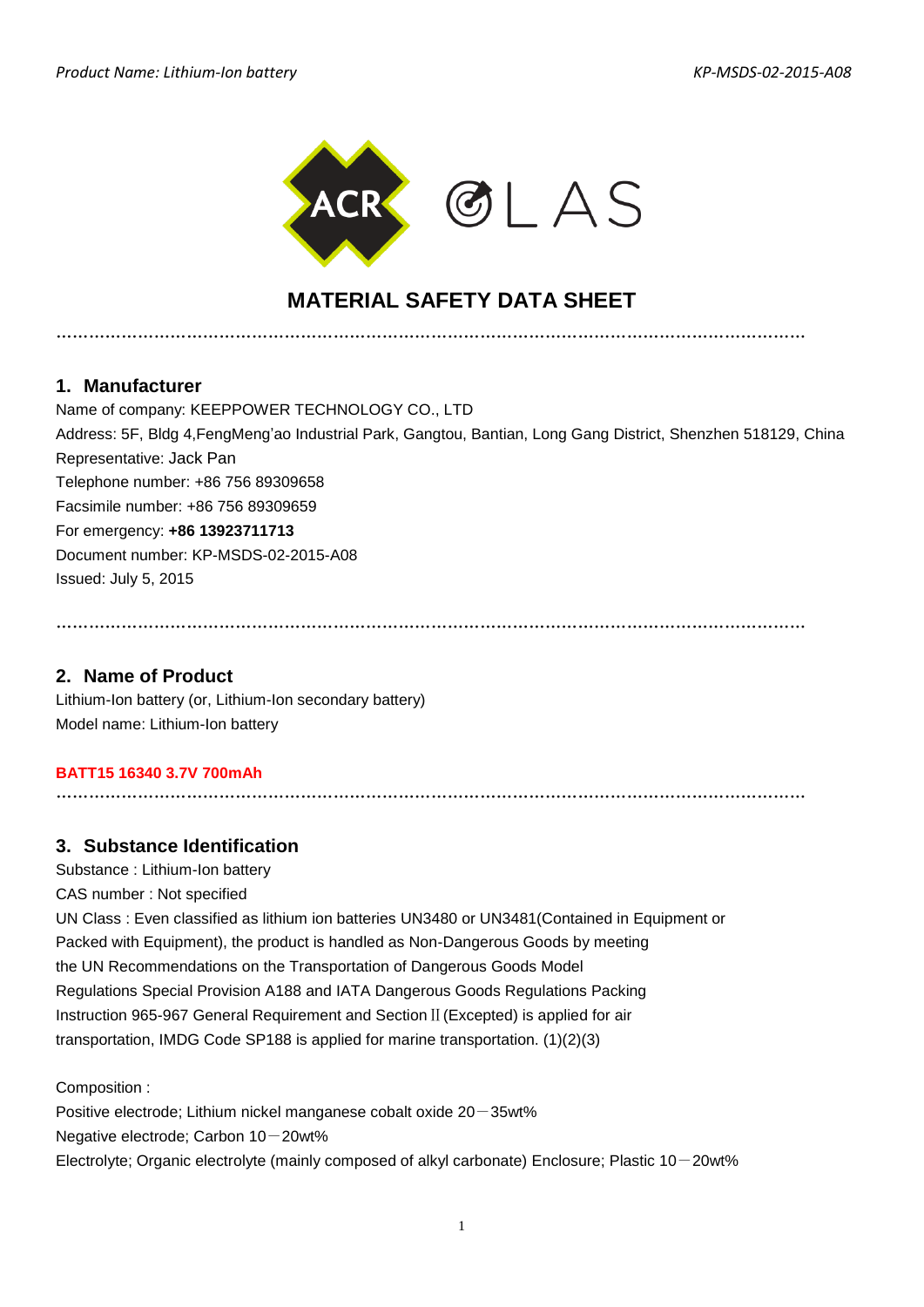# MATERIAL SAFETY DATA SHEET

## 1. Manufacturer

Name of company: KEEPPOWER TECHNOLOGY CO., LTD

Address: 5F, Bldg 4,FengMeng'ao Industrial Park, Gangtou, Bantian, Long Gang District, Shenzhen 518129, China

Representative: Jack Pan

Telephone number: +86 756 89309658

Facsimile number: +86 756 89309659

For emergency: **+86 13923711713**

Document number: KP-MSDS-02-2015-A08

Issued: July 5, 2015

## 2. Name of Product

Lithium-Ion battery (or, Lithium-Ion secondary battery)

Model name: Lithium-Ion battery

**BATT15 16340 3.7V 700mAh**

## 3. Substance Identification

Substance : Lithium-Ion battery

CAS number : Not specified

UN Class : Even classified as lithium ion batteries UN3480 or UN3481(Contained in Equipment or Packed with Equipment), the product is handled as Non-Dangerous Goods by meeting the UN Recommendations on the Transportation of Dangerous Goods Model Regulations Special Provision A188 and IATA Dangerous Goods Regulations Packing Instruction 965-967 General Requirement and Section Ⅱ(Excepted) is applied for air transportation, IMDG Code SP188 is applied for marine transportation. (1)(2)(3)

Composition :

Positive electrode; Lithium nickel manganese cobalt oxide 20－35wt%

Negative electrode; Carbon 10－20wt%

Electrolyte; Organic electrolyte (mainly composed of alkyl carbonate) Enclosure; Plastic 10－20wt%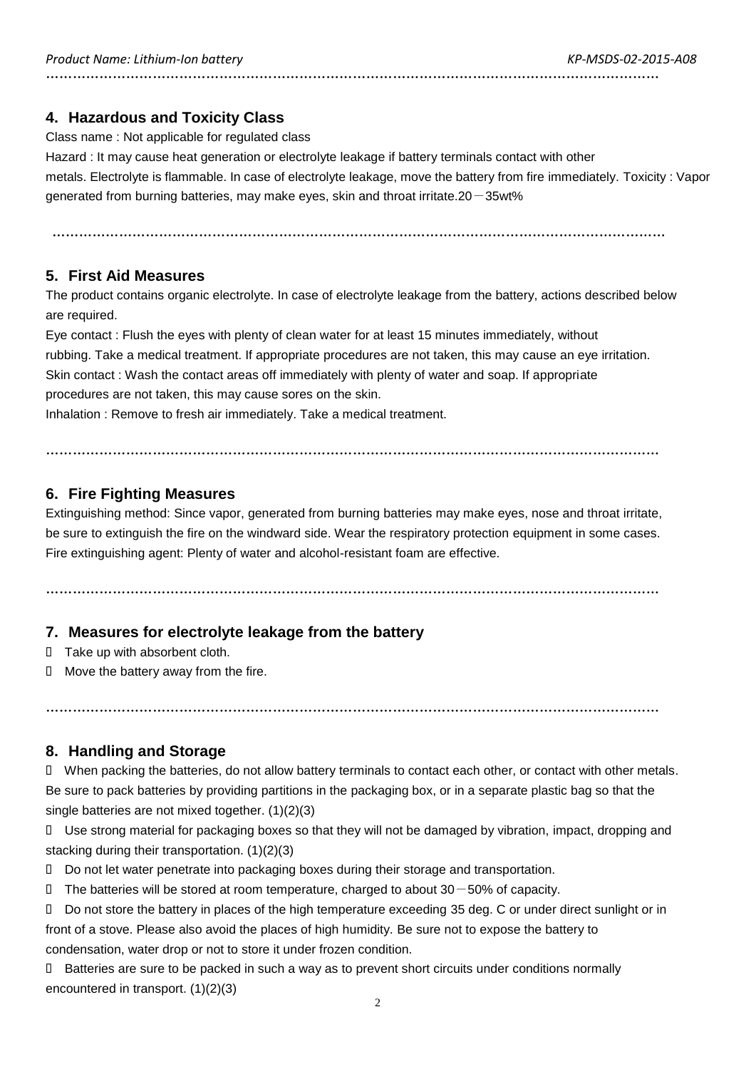## 4. Hazardous and Toxicity Class

Class name : Not applicable for regulated class

Hazard : It may cause heat generation or electrolyte leakage if battery terminals contact with other metals. Electrolyte is flammable. In case of electrolyte leakage, move the battery from fire immediately. Toxicity : Vapor generated from burning batteries, may make eyes, skin and throat irritate.20－35wt%

## 5. First Aid Measures

The product contains organic electrolyte. In case of electrolyte leakage from the battery, actions described below are required.

Eye contact : Flush the eyes with plenty of clean water for at least 15 minutes immediately, without rubbing. Take a medical treatment. If appropriate procedures are not taken, this may cause an eye irritation.

Skin contact : Wash the contact areas off immediately with plenty of water and soap. If appropriate procedures are not taken, this may cause sores on the skin.

Inhalation : Remove to fresh air immediately. Take a medical treatment.

## 6. Fire Fighting Measures

Extinguishing method: Since vapor, generated from burning batteries may make eyes, nose and throat irritate, be sure to extinguish the fire on the windward side. Wear the respiratory protection equipment in some cases.

Fire extinguishing agent: Plenty of water and alcohol-resistant foam are effective.

## 7. Measures for electrolyte leakage from the battery

- Take up with absorbent cloth.
- Move the battery away from the fire.

## 8. Handling and Storage

- When packing the batteries, do not allow battery terminals to contact each other, or contact with other metals. Be sure to pack batteries by providing partitions in the packaging box, or in a separate plastic bag so that the single batteries are not mixed together. (1)(2)(3)
- Use strong material for packaging boxes so that they will not be damaged by vibration, impact, dropping and stacking during their transportation. (1)(2)(3)
- Do not let water penetrate into packaging boxes during their storage and transportation.
- The batteries will be stored at room temperature, charged to about 30－50% of capacity.
- Do not store the battery in places of the high temperature exceeding 35 deg. C or under direct sunlight or in front of a stove. Please also avoid the places of high humidity. Be sure not to expose the battery to condensation, water drop or not to store it under frozen condition.
- Batteries are sure to be packed in such a way as to prevent short circuits under conditions normally encountered in transport. (1)(2)(3)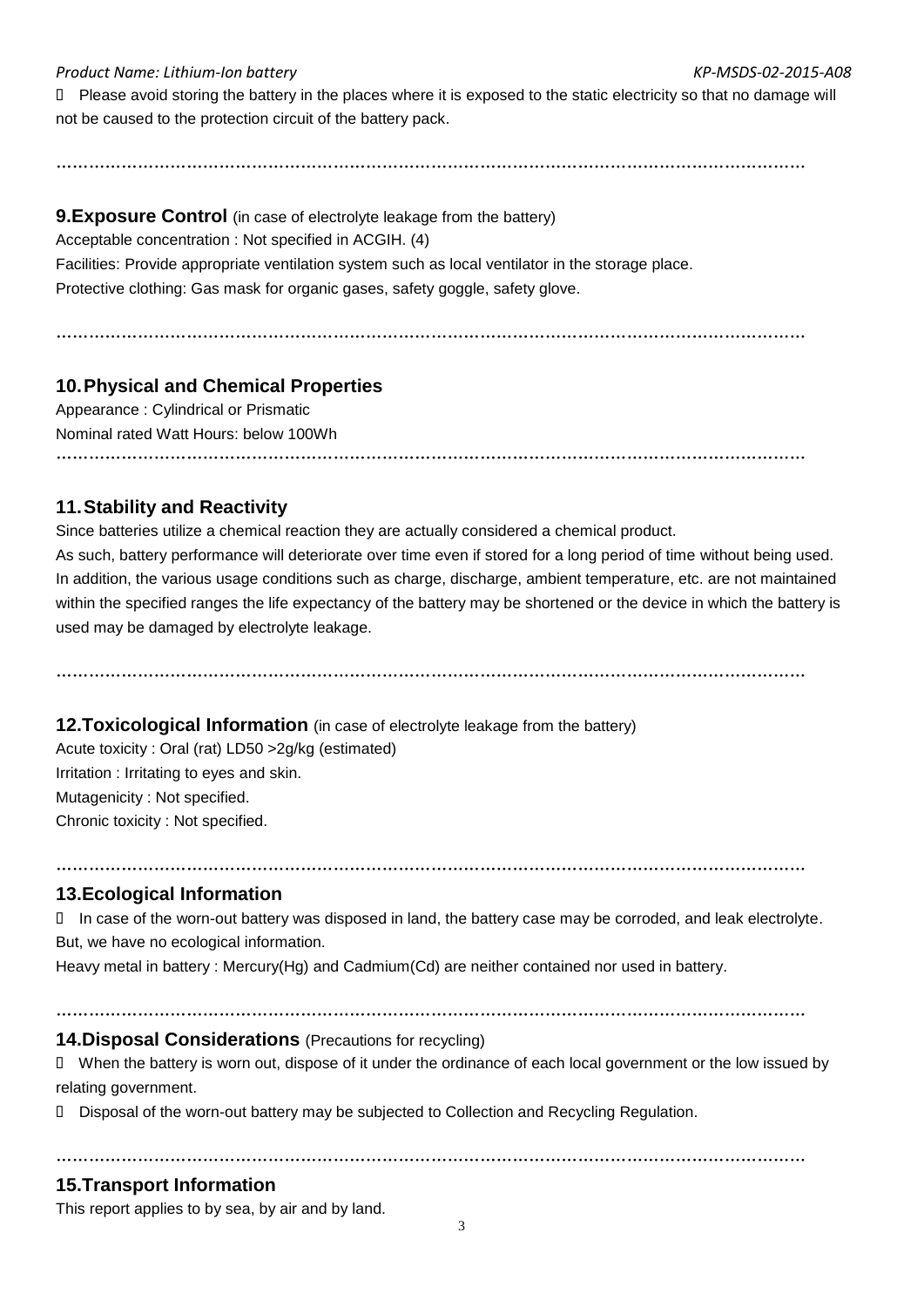- Please avoid storing the battery in the places where it is exposed to the static electricity so that no damage will not be caused to the protection circuit of the battery pack.

---

## 9.Exposure Control (in case of electrolyte leakage from the battery)

Acceptable concentration : Not specified in ACGIH. (4)

Facilities: Provide appropriate ventilation system such as local ventilator in the storage place.

Protective clothing: Gas mask for organic gases, safety goggle, safety glove.

---

## 10.Physical and Chemical Properties

Appearance : Cylindrical or Prismatic

Nominal rated Watt Hours: below 100Wh

---

## 11.Stability and Reactivity

Since batteries utilize a chemical reaction they are actually considered a chemical product.

As such, battery performance will deteriorate over time even if stored for a long period of time without being used. In addition, the various usage conditions such as charge, discharge, ambient temperature, etc. are not maintained within the specified ranges the life expectancy of the battery may be shortened or the device in which the battery is used may be damaged by electrolyte leakage.

---

## 12.Toxicological Information (in case of electrolyte leakage from the battery)

Acute toxicity : Oral (rat) LD50 >2g/kg (estimated)

Irritation : Irritating to eyes and skin.

Mutagenicity : Not specified.

Chronic toxicity : Not specified.

---

## 13.Ecological Information

- In case of the worn-out battery was disposed in land, the battery case may be corroded, and leak electrolyte. But, we have no ecological information.

Heavy metal in battery : Mercury(Hg) and Cadmium(Cd) are neither contained nor used in battery.

---

## 14.Disposal Considerations (Precautions for recycling)

- When the battery is worn out, dispose of it under the ordinance of each local government or the low issued by relating government.
- Disposal of the worn-out battery may be subjected to Collection and Recycling Regulation.

---

## 15.Transport Information

This report applies to by sea, by air and by land.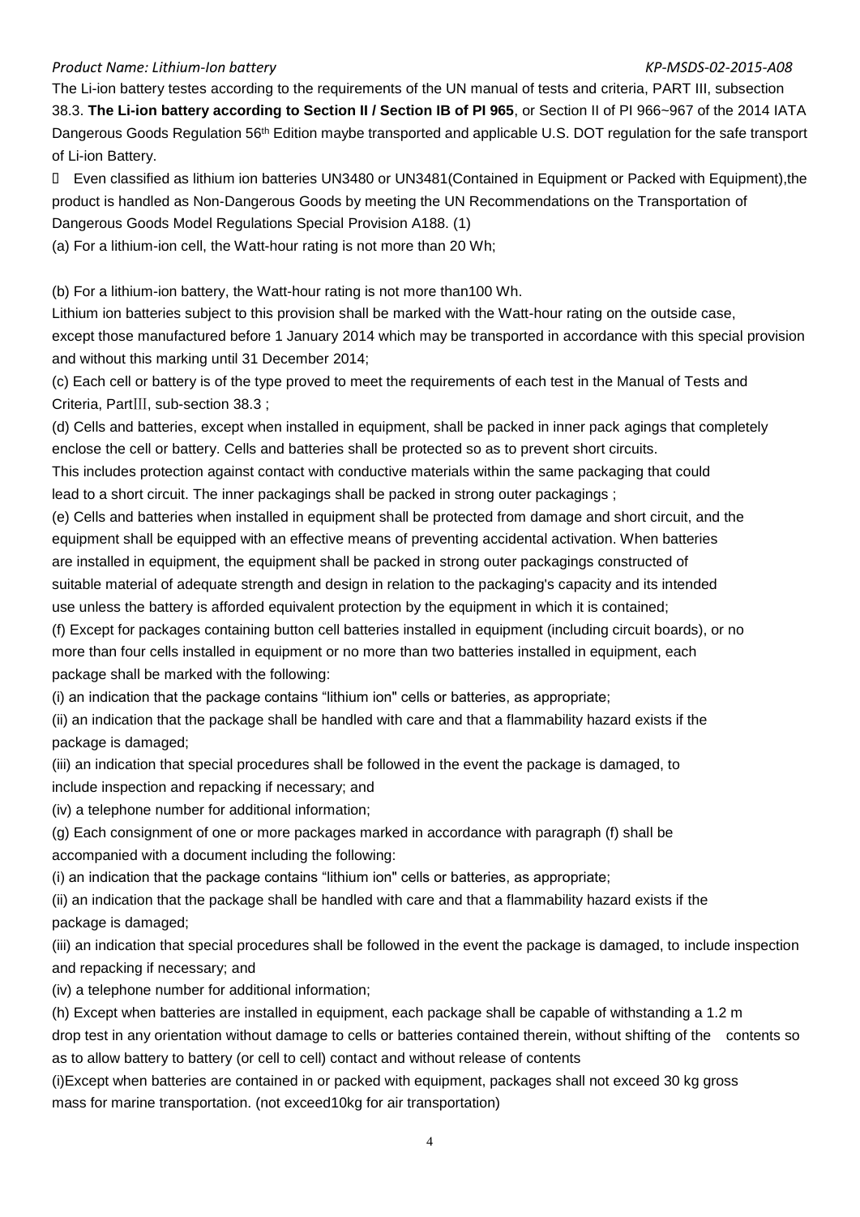The Li-ion battery testes according to the requirements of the UN manual of tests and criteria, PART III, subsection 38.3. **The Li-ion battery according to Section II / Section IB of PI 965**, or Section II of PI 966~967 of the 2014 IATA Dangerous Goods Regulation 56th Edition maybe transported and applicable U.S. DOT regulation for the safe transport of Li-ion Battery.

 Even classified as lithium ion batteries UN3480 or UN3481(Contained in Equipment or Packed with Equipment),the product is handled as Non-Dangerous Goods by meeting the UN Recommendations on the Transportation of Dangerous Goods Model Regulations Special Provision A188. (1)

(a) For a lithium-ion cell, the Watt-hour rating is not more than 20 Wh;

(b) For a lithium-ion battery, the Watt-hour rating is not more than100 Wh.

Lithium ion batteries subject to this provision shall be marked with the Watt-hour rating on the outside case, except those manufactured before 1 January 2014 which may be transported in accordance with this special provision and without this marking until 31 December 2014;

(c) Each cell or battery is of the type proved to meet the requirements of each test in the Manual of Tests and Criteria, PartⅢ, sub-section 38.3 ;

(d) Cells and batteries, except when installed in equipment, shall be packed in inner pack agings that completely enclose the cell or battery. Cells and batteries shall be protected so as to prevent short circuits.
This includes protection against contact with conductive materials within the same packaging that could lead to a short circuit. The inner packagings shall be packed in strong outer packagings ;

(e) Cells and batteries when installed in equipment shall be protected from damage and short circuit, and the equipment shall be equipped with an effective means of preventing accidental activation. When batteries are installed in equipment, the equipment shall be packed in strong outer packagings constructed of suitable material of adequate strength and design in relation to the packaging's capacity and its intended use unless the battery is afforded equivalent protection by the equipment in which it is contained;

(f) Except for packages containing button cell batteries installed in equipment (including circuit boards), or no more than four cells installed in equipment or no more than two batteries installed in equipment, each package shall be marked with the following:

(i) an indication that the package contains "lithium ion" cells or batteries, as appropriate;

(ii) an indication that the package shall be handled with care and that a flammability hazard exists if the package is damaged;

(iii) an indication that special procedures shall be followed in the event the package is damaged, to include inspection and repacking if necessary; and

(iv) a telephone number for additional information;

(g) Each consignment of one or more packages marked in accordance with paragraph (f) shall be accompanied with a document including the following:

(i) an indication that the package contains "lithium ion" cells or batteries, as appropriate;

(ii) an indication that the package shall be handled with care and that a flammability hazard exists if the package is damaged;

(iii) an indication that special procedures shall be followed in the event the package is damaged, to include inspection and repacking if necessary; and

(iv) a telephone number for additional information;

(h) Except when batteries are installed in equipment, each package shall be capable of withstanding a 1.2 m drop test in any orientation without damage to cells or batteries contained therein, without shifting of the contents so as to allow battery to battery (or cell to cell) contact and without release of contents

(i)Except when batteries are contained in or packed with equipment, packages shall not exceed 30 kg gross mass for marine transportation. (not exceed10kg for air transportation)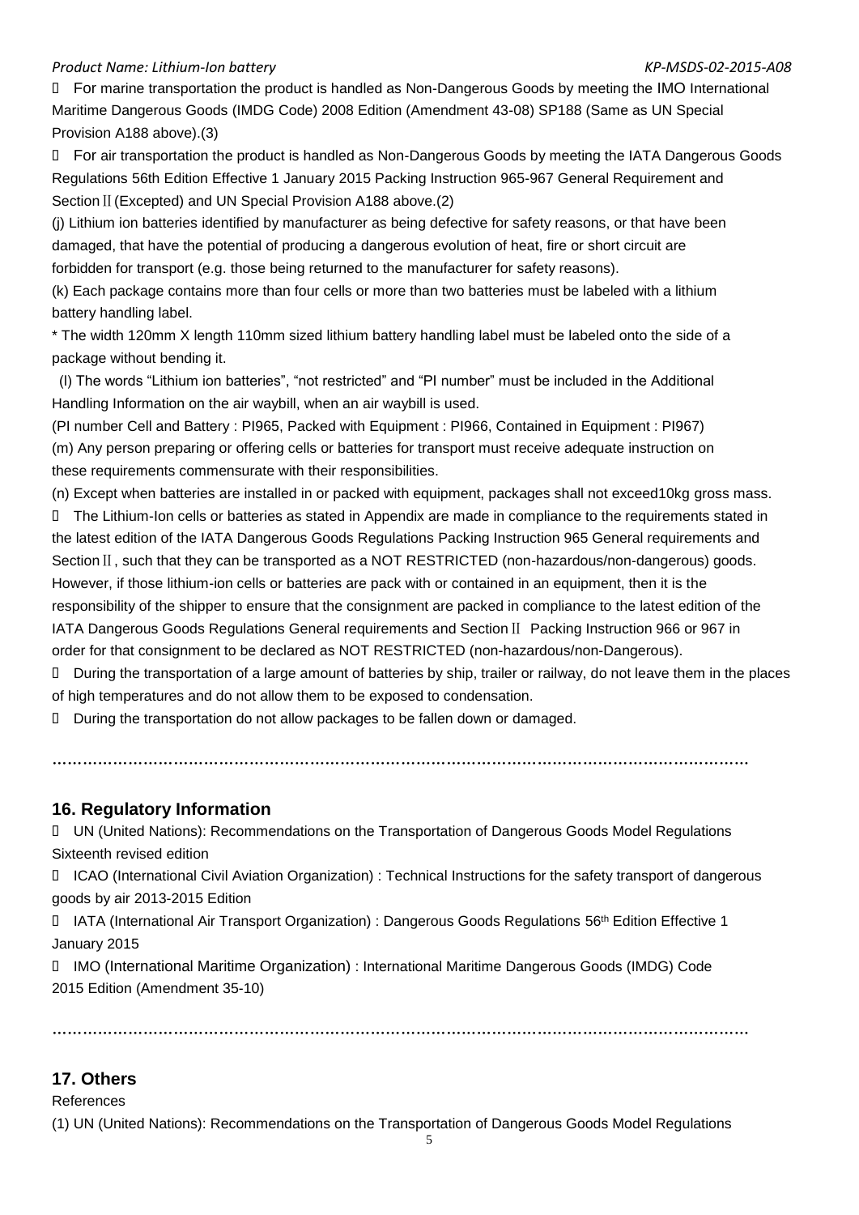For marine transportation the product is handled as Non-Dangerous Goods by meeting the IMO International Maritime Dangerous Goods (IMDG Code) 2008 Edition (Amendment 43-08) SP188 (Same as UN Special Provision A188 above).(3)

 For air transportation the product is handled as Non-Dangerous Goods by meeting the IATA Dangerous Goods Regulations 56th Edition Effective 1 January 2015 Packing Instruction 965-967 General Requirement and SectionⅡ(Excepted) and UN Special Provision A188 above.(2)

(j) Lithium ion batteries identified by manufacturer as being defective for safety reasons, or that have been damaged, that have the potential of producing a dangerous evolution of heat, fire or short circuit are forbidden for transport (e.g. those being returned to the manufacturer for safety reasons).

(k) Each package contains more than four cells or more than two batteries must be labeled with a lithium battery handling label.

* The width 120mm X length 110mm sized lithium battery handling label must be labeled onto the side of a package without bending it.

(l) The words "Lithium ion batteries", "not restricted" and "PI number" must be included in the Additional Handling Information on the air waybill, when an air waybill is used.

(PI number Cell and Battery : PI965, Packed with Equipment : PI966, Contained in Equipment : PI967)

(m) Any person preparing or offering cells or batteries for transport must receive adequate instruction on these requirements commensurate with their responsibilities.

(n) Except when batteries are installed in or packed with equipment, packages shall not exceed10kg gross mass.

 The Lithium-Ion cells or batteries as stated in Appendix are made in compliance to the requirements stated in the latest edition of the IATA Dangerous Goods Regulations Packing Instruction 965 General requirements and SectionⅡ, such that they can be transported as a NOT RESTRICTED (non-hazardous/non-dangerous) goods. However, if those lithium-ion cells or batteries are pack with or contained in an equipment, then it is the responsibility of the shipper to ensure that the consignment are packed in compliance to the latest edition of the IATA Dangerous Goods Regulations General requirements and SectionⅡ Packing Instruction 966 or 967 in order for that consignment to be declared as NOT RESTRICTED (non-hazardous/non-Dangerous).

 During the transportation of a large amount of batteries by ship, trailer or railway, do not leave them in the places of high temperatures and do not allow them to be exposed to condensation.

 During the transportation do not allow packages to be fallen down or damaged.

……………………………………………………………………………………………………………………

## 16. Regulatory Information

 UN (United Nations): Recommendations on the Transportation of Dangerous Goods Model Regulations Sixteenth revised edition

 ICAO (International Civil Aviation Organization) : Technical Instructions for the safety transport of dangerous goods by air 2013-2015 Edition

 IATA (International Air Transport Organization) : Dangerous Goods Regulations 56th Edition Effective 1 January 2015

 IMO (International Maritime Organization) : International Maritime Dangerous Goods (IMDG) Code 2015 Edition (Amendment 35-10)

……………………………………………………………………………………………………………………

## 17. Others

References

(1) UN (United Nations): Recommendations on the Transportation of Dangerous Goods Model Regulations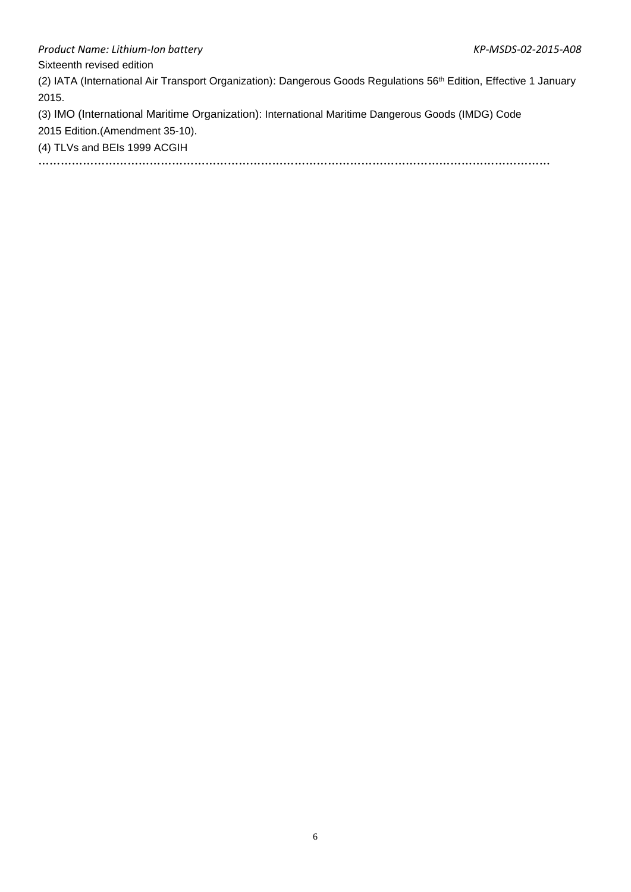Sixteenth revised edition

(2) IATA (International Air Transport Organization): Dangerous Goods Regulations 56th Edition, Effective 1 January 2015.

(3) IMO (International Maritime Organization): International Maritime Dangerous Goods (IMDG) Code 2015 Edition.(Amendment 35-10).

(4) TLVs and BEIs 1999 ACGIH

……………………………………………………………………………………………………………………………